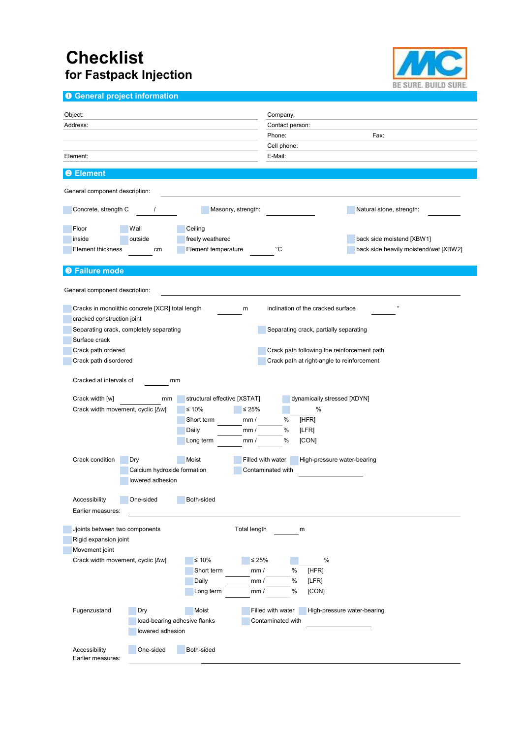# Checklist
## for Fastpack Injection

BE SURE. BUILD SURE.

## ❶ General project information

| | |
|---|---|
| Object: | Company: |
| Address: | Contact person: |
| | Phone: Fax: |
| | Cell phone: |
| Element: | E-Mail: |

## ❷ Element

General component description:

Concrete, strength C ___ / ___  Masonry, strength: ___  Natural stone, strength: ___

Floor  Wall  Ceiling

inside  outside  freely weathered  back side moistend [XBW1]

Element thickness ___ cm  Element temperature ___ °C  back side heavily moistend/wet [XBW2]

## ❸ Failure mode

General component description:

Cracks in monolithic concrete [XCR] total length ___ m  inclination of the cracked surface ___ °

cracked construction joint

Separating crack, completely separating  Separating crack, partially separating

Surface crack

Crack path ordered  Crack path following the reinforcement path

Crack path disordered  Crack path at right-angle to reinforcement

Cracked at intervals of ___ mm

Crack width [w] ___ mm  structural effective [XSTAT]  dynamically stressed [XDYN]

Crack width movement, cyclic [Δw]  ≤ 10%  ≤ 25%  ___ %

Short term ___ mm / ___ % [HFR]

Daily ___ mm / ___ % [LFR]

Long term ___ mm / ___ % [CON]

Crack condition  Dry  Moist  Filled with water  High-pressure water-bearing

Calcium hydroxide formation  Contaminated with ___

lowered adhesion

Accessibility  One-sided  Both-sided

Earlier measures:

Jjoints between two components  Total length ___ m

Rigid expansion joint

Movement joint

Crack width movement, cyclic [Δw]  ≤ 10%  ≤ 25%  ___ %

Short term ___ mm / ___ % [HFR]

Daily ___ mm / ___ % [LFR]

Long term ___ mm / ___ % [CON]

Fugenzustand  Dry  Moist  Filled with water  High-pressure water-bearing

load-bearing adhesive flanks  Contaminated with ___

lowered adhesion

Accessibility  One-sided  Both-sided

Earlier measures: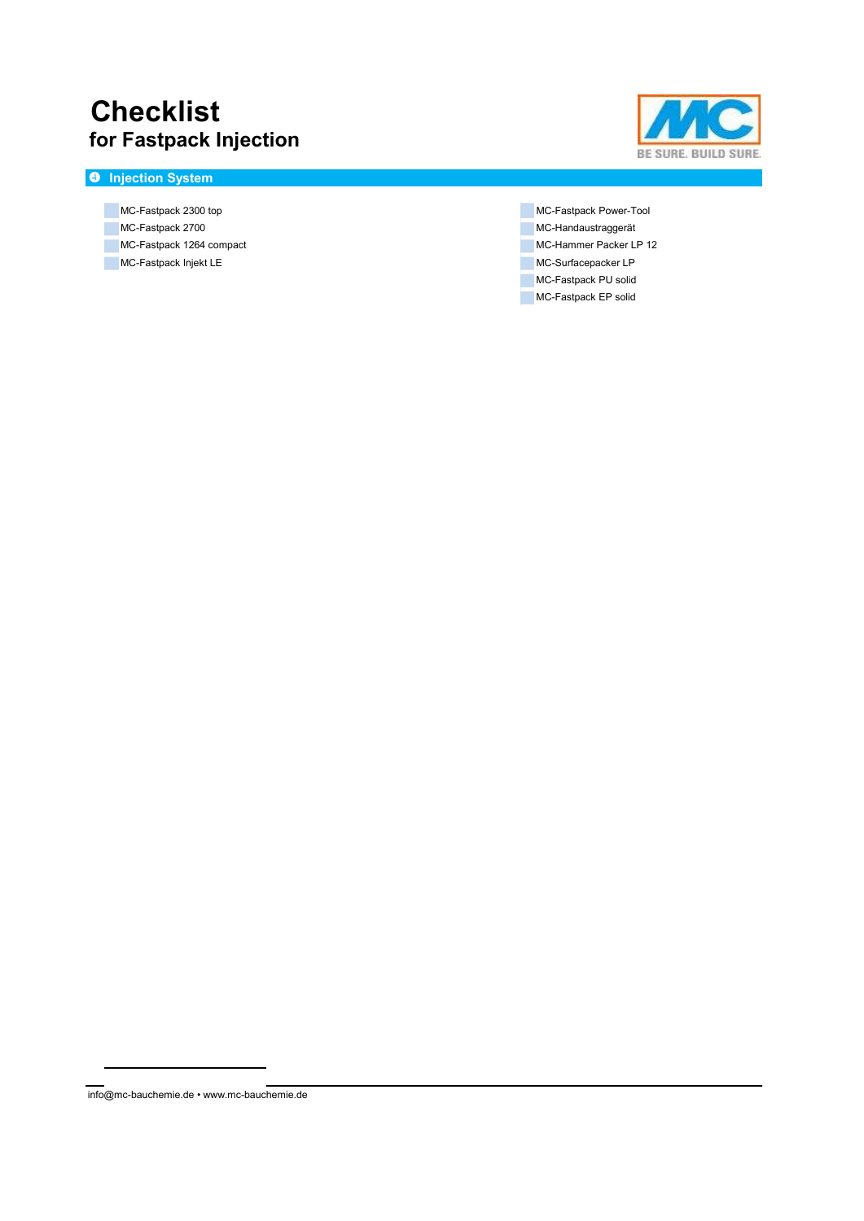# Checklist
## for Fastpack Injection

### ❹ Injection System

- MC-Fastpack 2300 top
- MC-Fastpack 2700
- MC-Fastpack 1264 compact
- MC-Fastpack Injekt LE
- MC-Fastpack Power-Tool
- MC-Handaustraggerät
- MC-Hammer Packer LP 12
- MC-Surfacepacker LP
- MC-Fastpack PU solid
- MC-Fastpack EP solid

info@mc-bauchemie.de • www.mc-bauchemie.de